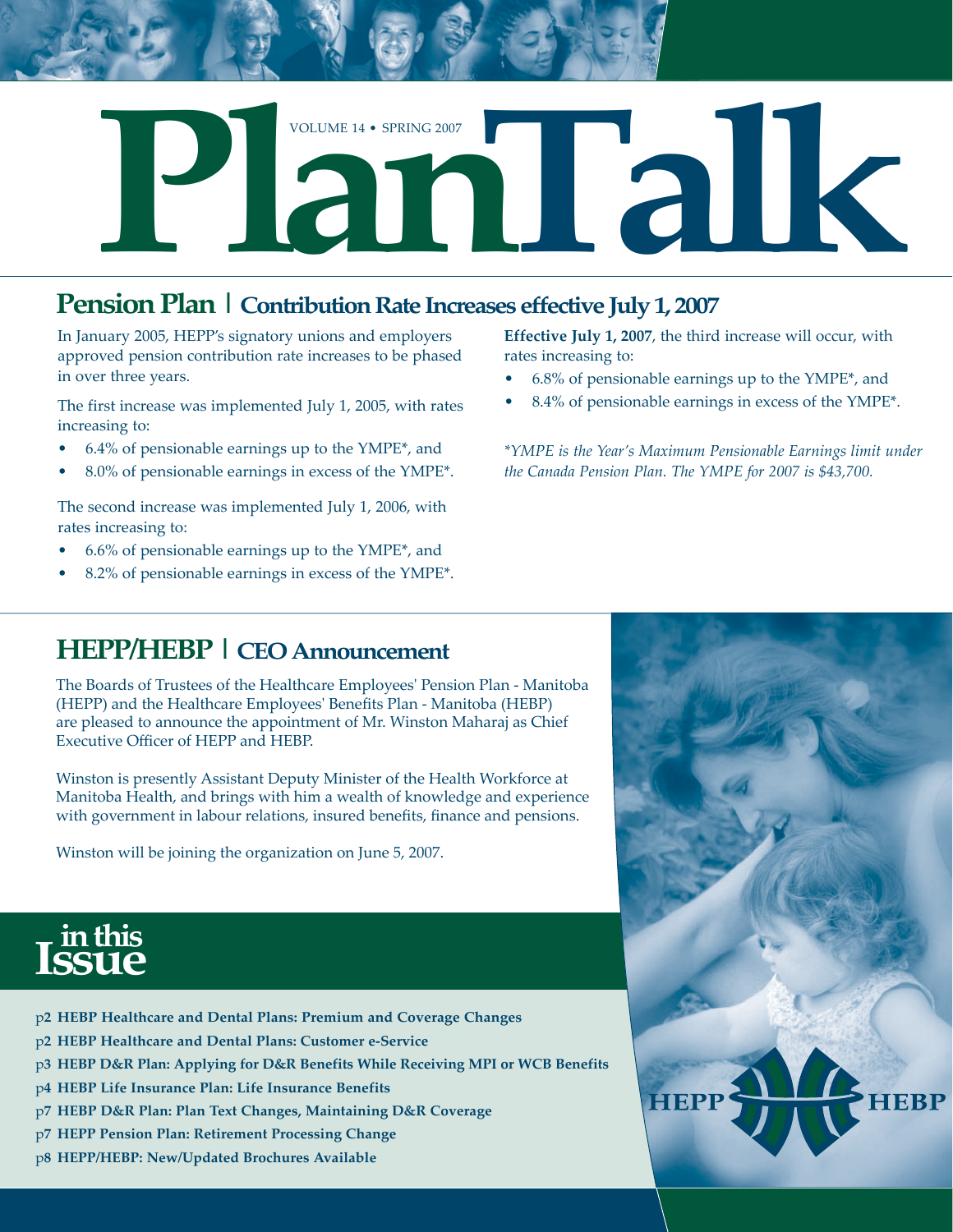# PlanTalk

VOLUME 14 • SPRING 2007

## Pension Plan | Contribution Rate Increases effective July 1, 2007

In January 2005, HEPP's signatory unions and employers approved pension contribution rate increases to be phased in over three years.

The first increase was implemented July 1, 2005, with rates increasing to:

- 6.4% of pensionable earnings up to the YMPE*, and
- 8.0% of pensionable earnings in excess of the YMPE*.

The second increase was implemented July 1, 2006, with rates increasing to:

- 6.6% of pensionable earnings up to the YMPE*, and
- 8.2% of pensionable earnings in excess of the YMPE*.

**Effective July 1, 2007**, the third increase will occur, with rates increasing to:

- 6.8% of pensionable earnings up to the YMPE*, and
- 8.4% of pensionable earnings in excess of the YMPE*.

*\*YMPE is the Year's Maximum Pensionable Earnings limit under the Canada Pension Plan. The YMPE for 2007 is $43,700.*

## HEPP/HEBP | CEO Announcement

The Boards of Trustees of the Healthcare Employees' Pension Plan - Manitoba (HEPP) and the Healthcare Employees' Benefits Plan - Manitoba (HEBP) are pleased to announce the appointment of Mr. Winston Maharaj as Chief Executive Officer of HEPP and HEBP.

Winston is presently Assistant Deputy Minister of the Health Workforce at Manitoba Health, and brings with him a wealth of knowledge and experience with government in labour relations, insured benefits, finance and pensions.

Winston will be joining the organization on June 5, 2007.

## in this Issue

- p2 **HEBP Healthcare and Dental Plans: Premium and Coverage Changes**
- p2 **HEBP Healthcare and Dental Plans: Customer e-Service**
- p3 **HEBP D&R Plan: Applying for D&R Benefits While Receiving MPI or WCB Benefits**
- p4 **HEBP Life Insurance Plan: Life Insurance Benefits**
- p7 **HEBP D&R Plan: Plan Text Changes, Maintaining D&R Coverage**
- p7 **HEPP Pension Plan: Retirement Processing Change**
- p8 **HEPP/HEBP: New/Updated Brochures Available**

HEPP HEBP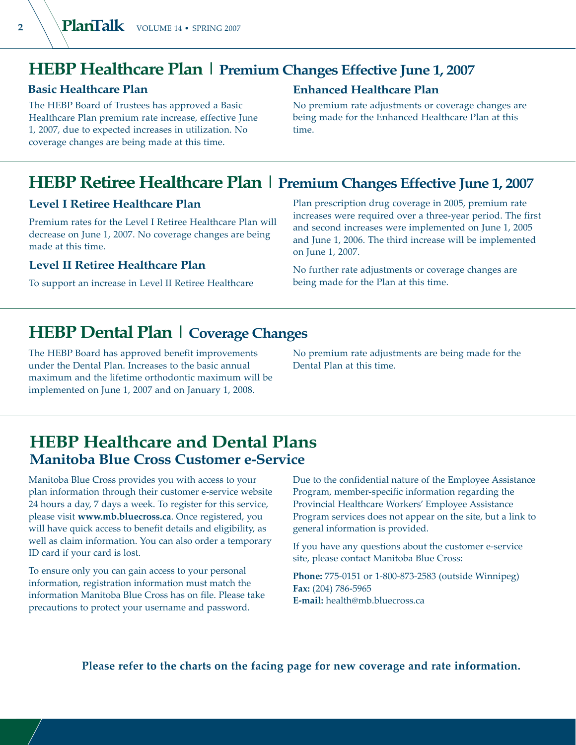## HEBP Healthcare Plan | Premium Changes Effective June 1, 2007

### Basic Healthcare Plan

The HEBP Board of Trustees has approved a Basic Healthcare Plan premium rate increase, effective June 1, 2007, due to expected increases in utilization. No coverage changes are being made at this time.

### Enhanced Healthcare Plan

No premium rate adjustments or coverage changes are being made for the Enhanced Healthcare Plan at this time.

## HEBP Retiree Healthcare Plan | Premium Changes Effective June 1, 2007

### Level I Retiree Healthcare Plan

Premium rates for the Level I Retiree Healthcare Plan will decrease on June 1, 2007. No coverage changes are being made at this time.

### Level II Retiree Healthcare Plan

To support an increase in Level II Retiree Healthcare Plan prescription drug coverage in 2005, premium rate increases were required over a three-year period. The first and second increases were implemented on June 1, 2005 and June 1, 2006. The third increase will be implemented on June 1, 2007.

No further rate adjustments or coverage changes are being made for the Plan at this time.

## HEBP Dental Plan | Coverage Changes

The HEBP Board has approved benefit improvements under the Dental Plan. Increases to the basic annual maximum and the lifetime orthodontic maximum will be implemented on June 1, 2007 and on January 1, 2008.

No premium rate adjustments are being made for the Dental Plan at this time.

## HEBP Healthcare and Dental Plans
### Manitoba Blue Cross Customer e-Service

Manitoba Blue Cross provides you with access to your plan information through their customer e-service website 24 hours a day, 7 days a week. To register for this service, please visit **www.mb.bluecross.ca**. Once registered, you will have quick access to benefit details and eligibility, as well as claim information. You can also order a temporary ID card if your card is lost.

To ensure only you can gain access to your personal information, registration information must match the information Manitoba Blue Cross has on file. Please take precautions to protect your username and password.

Due to the confidential nature of the Employee Assistance Program, member-specific information regarding the Provincial Healthcare Workers' Employee Assistance Program services does not appear on the site, but a link to general information is provided.

If you have any questions about the customer e-service site, please contact Manitoba Blue Cross:

**Phone:** 775-0151 or 1-800-873-2583 (outside Winnipeg)
**Fax:** (204) 786-5965
**E-mail:** health@mb.bluecross.ca

**Please refer to the charts on the facing page for new coverage and rate information.**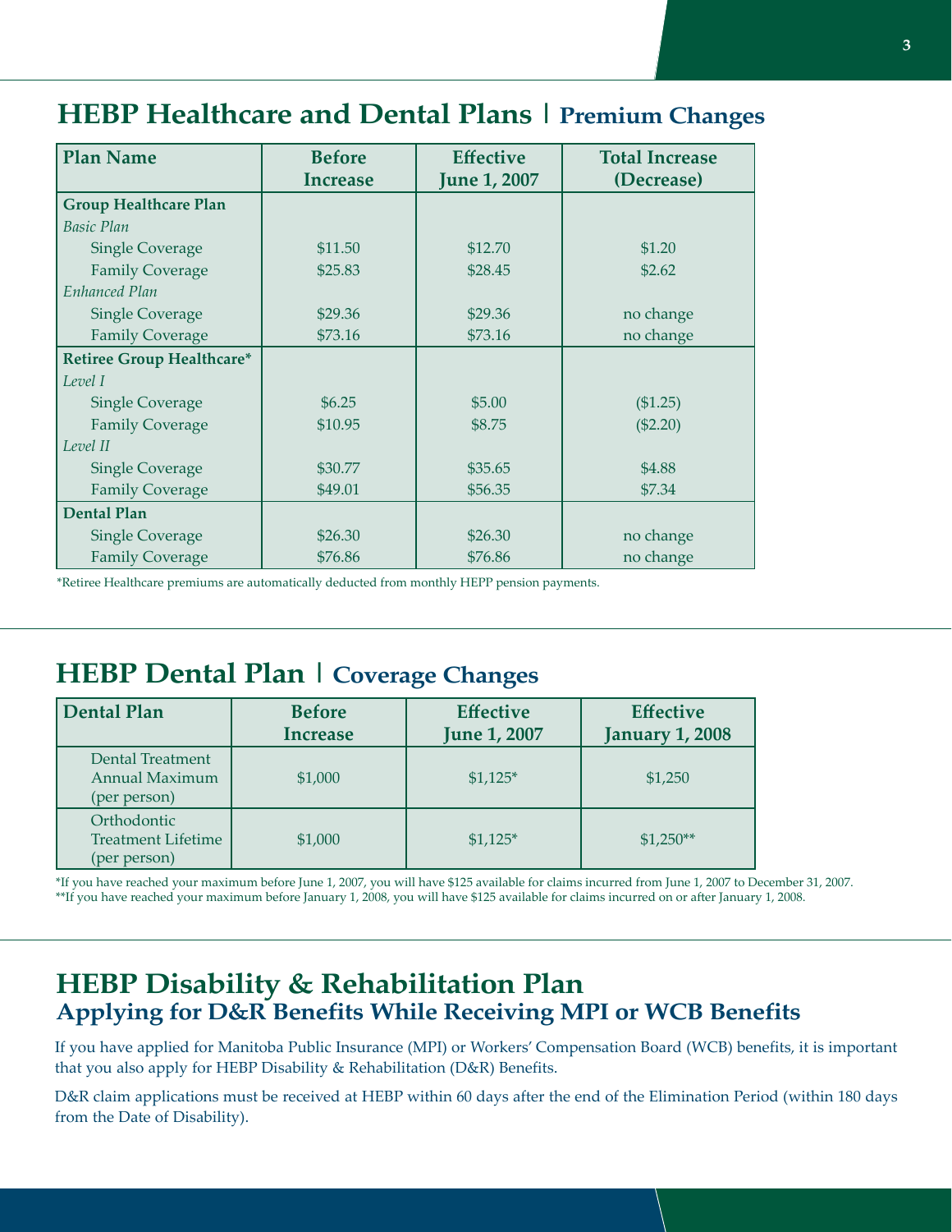## HEBP Healthcare and Dental Plans | Premium Changes

| Plan Name | Before Increase | Effective June 1, 2007 | Total Increase (Decrease) |
|---|---|---|---|
| **Group Healthcare Plan** | | | |
| *Basic Plan* | | | |
| Single Coverage | $11.50 | $12.70 | $1.20 |
| Family Coverage | $25.83 | $28.45 | $2.62 |
| *Enhanced Plan* | | | |
| Single Coverage | $29.36 | $29.36 | no change |
| Family Coverage | $73.16 | $73.16 | no change |
| **Retiree Group Healthcare*** | | | |
| *Level I* | | | |
| Single Coverage | $6.25 | $5.00 | ($1.25) |
| Family Coverage | $10.95 | $8.75 | ($2.20) |
| *Level II* | | | |
| Single Coverage | $30.77 | $35.65 | $4.88 |
| Family Coverage | $49.01 | $56.35 | $7.34 |
| **Dental Plan** | | | |
| Single Coverage | $26.30 | $26.30 | no change |
| Family Coverage | $76.86 | $76.86 | no change |

*Retiree Healthcare premiums are automatically deducted from monthly HEPP pension payments.

## HEBP Dental Plan | Coverage Changes

| Dental Plan | Before Increase | Effective June 1, 2007 | Effective January 1, 2008 |
|---|---|---|---|
| Dental Treatment Annual Maximum (per person) | $1,000 | $1,125* | $1,250 |
| Orthodontic Treatment Lifetime (per person) | $1,000 | $1,125* | $1,250** |

*If you have reached your maximum before June 1, 2007, you will have $125 available for claims incurred from June 1, 2007 to December 31, 2007.
**If you have reached your maximum before January 1, 2008, you will have $125 available for claims incurred on or after January 1, 2008.

## HEBP Disability & Rehabilitation Plan
### Applying for D&R Benefits While Receiving MPI or WCB Benefits

If you have applied for Manitoba Public Insurance (MPI) or Workers' Compensation Board (WCB) benefits, it is important that you also apply for HEBP Disability & Rehabilitation (D&R) Benefits.

D&R claim applications must be received at HEBP within 60 days after the end of the Elimination Period (within 180 days from the Date of Disability).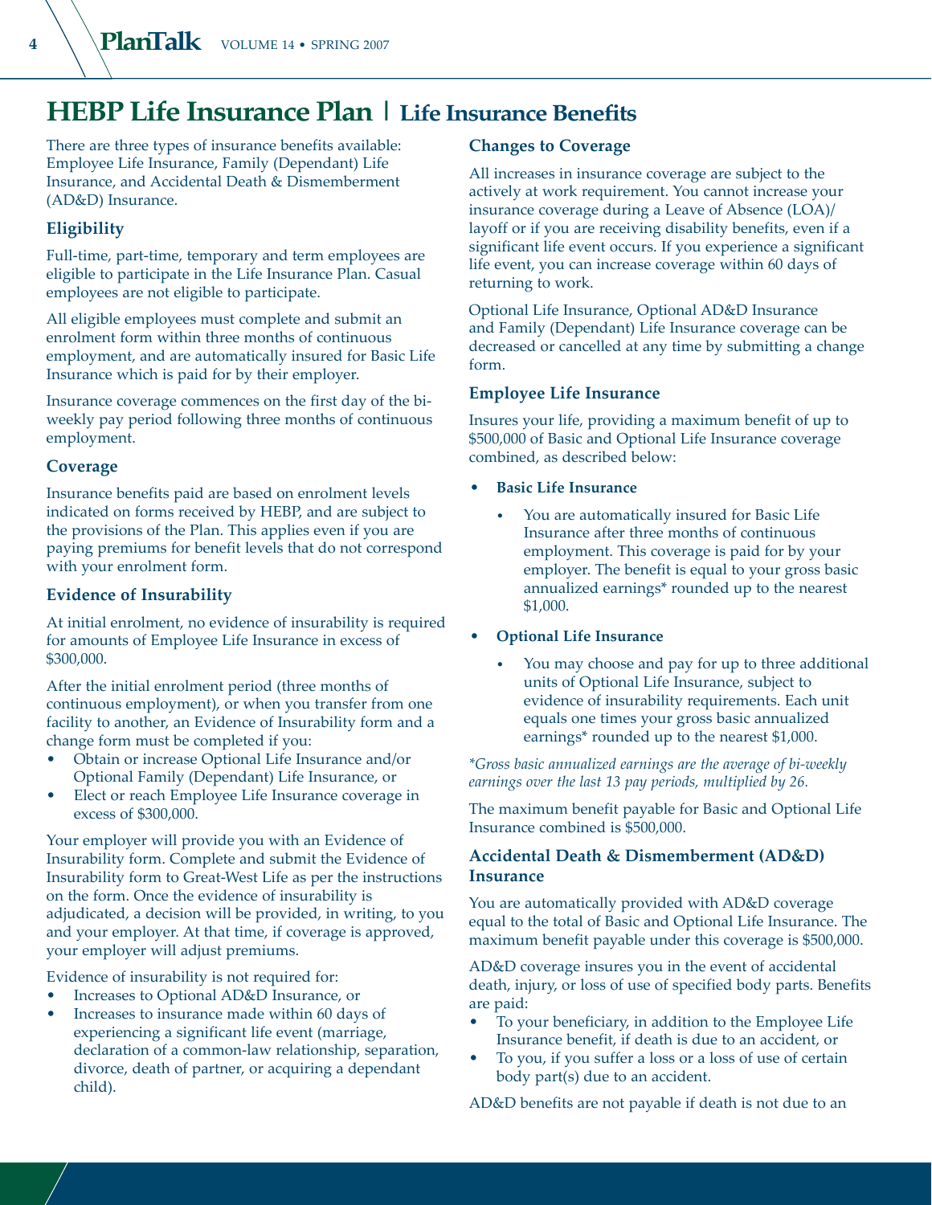# HEBP Life Insurance Plan | Life Insurance Benefits

There are three types of insurance benefits available: Employee Life Insurance, Family (Dependant) Life Insurance, and Accidental Death & Dismemberment (AD&D) Insurance.

### Eligibility

Full-time, part-time, temporary and term employees are eligible to participate in the Life Insurance Plan. Casual employees are not eligible to participate.

All eligible employees must complete and submit an enrolment form within three months of continuous employment, and are automatically insured for Basic Life Insurance which is paid for by their employer.

Insurance coverage commences on the first day of the bi-weekly pay period following three months of continuous employment.

### Coverage

Insurance benefits paid are based on enrolment levels indicated on forms received by HEBP, and are subject to the provisions of the Plan. This applies even if you are paying premiums for benefit levels that do not correspond with your enrolment form.

### Evidence of Insurability

At initial enrolment, no evidence of insurability is required for amounts of Employee Life Insurance in excess of $300,000.

After the initial enrolment period (three months of continuous employment), or when you transfer from one facility to another, an Evidence of Insurability form and a change form must be completed if you:

- Obtain or increase Optional Life Insurance and/or Optional Family (Dependant) Life Insurance, or
- Elect or reach Employee Life Insurance coverage in excess of $300,000.

Your employer will provide you with an Evidence of Insurability form. Complete and submit the Evidence of Insurability form to Great-West Life as per the instructions on the form. Once the evidence of insurability is adjudicated, a decision will be provided, in writing, to you and your employer. At that time, if coverage is approved, your employer will adjust premiums.

Evidence of insurability is not required for:

- Increases to Optional AD&D Insurance, or
- Increases to insurance made within 60 days of experiencing a significant life event (marriage, declaration of a common-law relationship, separation, divorce, death of partner, or acquiring a dependant child).

### Changes to Coverage

All increases in insurance coverage are subject to the actively at work requirement. You cannot increase your insurance coverage during a Leave of Absence (LOA)/ layoff or if you are receiving disability benefits, even if a significant life event occurs. If you experience a significant life event, you can increase coverage within 60 days of returning to work.

Optional Life Insurance, Optional AD&D Insurance and Family (Dependant) Life Insurance coverage can be decreased or cancelled at any time by submitting a change form.

### Employee Life Insurance

Insures your life, providing a maximum benefit of up to $500,000 of Basic and Optional Life Insurance coverage combined, as described below:

- **Basic Life Insurance**
  - You are automatically insured for Basic Life Insurance after three months of continuous employment. This coverage is paid for by your employer. The benefit is equal to your gross basic annualized earnings* rounded up to the nearest $1,000.
- **Optional Life Insurance**
  - You may choose and pay for up to three additional units of Optional Life Insurance, subject to evidence of insurability requirements. Each unit equals one times your gross basic annualized earnings* rounded up to the nearest $1,000.

*\*Gross basic annualized earnings are the average of bi-weekly earnings over the last 13 pay periods, multiplied by 26.*

The maximum benefit payable for Basic and Optional Life Insurance combined is $500,000.

### Accidental Death & Dismemberment (AD&D) Insurance

You are automatically provided with AD&D coverage equal to the total of Basic and Optional Life Insurance. The maximum benefit payable under this coverage is $500,000.

AD&D coverage insures you in the event of accidental death, injury, or loss of use of specified body parts. Benefits are paid:

- To your beneficiary, in addition to the Employee Life Insurance benefit, if death is due to an accident, or
- To you, if you suffer a loss or a loss of use of certain body part(s) due to an accident.

AD&D benefits are not payable if death is not due to an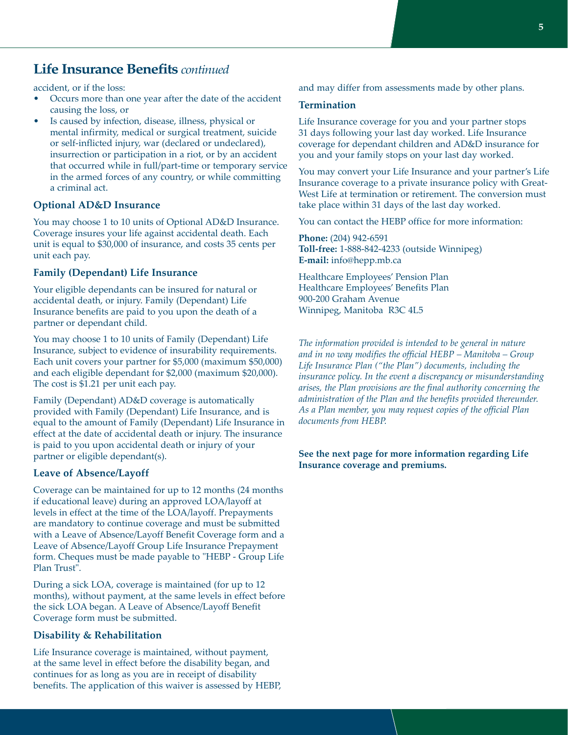## Life Insurance Benefits *continued*

accident, or if the loss:

- Occurs more than one year after the date of the accident causing the loss, or
- Is caused by infection, disease, illness, physical or mental infirmity, medical or surgical treatment, suicide or self-inflicted injury, war (declared or undeclared), insurrection or participation in a riot, or by an accident that occurred while in full/part-time or temporary service in the armed forces of any country, or while committing a criminal act.

### Optional AD&D Insurance

You may choose 1 to 10 units of Optional AD&D Insurance. Coverage insures your life against accidental death. Each unit is equal to $30,000 of insurance, and costs 35 cents per unit each pay.

### Family (Dependant) Life Insurance

Your eligible dependants can be insured for natural or accidental death, or injury. Family (Dependant) Life Insurance benefits are paid to you upon the death of a partner or dependant child.

You may choose 1 to 10 units of Family (Dependant) Life Insurance, subject to evidence of insurability requirements. Each unit covers your partner for $5,000 (maximum $50,000) and each eligible dependant for $2,000 (maximum $20,000). The cost is $1.21 per unit each pay.

Family (Dependant) AD&D coverage is automatically provided with Family (Dependant) Life Insurance, and is equal to the amount of Family (Dependant) Life Insurance in effect at the date of accidental death or injury. The insurance is paid to you upon accidental death or injury of your partner or eligible dependant(s).

### Leave of Absence/Layoff

Coverage can be maintained for up to 12 months (24 months if educational leave) during an approved LOA/layoff at levels in effect at the time of the LOA/layoff. Prepayments are mandatory to continue coverage and must be submitted with a Leave of Absence/Layoff Benefit Coverage form and a Leave of Absence/Layoff Group Life Insurance Prepayment form. Cheques must be made payable to "HEBP - Group Life Plan Trust".

During a sick LOA, coverage is maintained (for up to 12 months), without payment, at the same levels in effect before the sick LOA began. A Leave of Absence/Layoff Benefit Coverage form must be submitted.

### Disability & Rehabilitation

Life Insurance coverage is maintained, without payment, at the same level in effect before the disability began, and continues for as long as you are in receipt of disability benefits. The application of this waiver is assessed by HEBP, and may differ from assessments made by other plans.

### Termination

Life Insurance coverage for you and your partner stops 31 days following your last day worked. Life Insurance coverage for dependant children and AD&D insurance for you and your family stops on your last day worked.

You may convert your Life Insurance and your partner's Life Insurance coverage to a private insurance policy with Great-West Life at termination or retirement. The conversion must take place within 31 days of the last day worked.

You can contact the HEBP office for more information:

**Phone:** (204) 942-6591
**Toll-free:** 1-888-842-4233 (outside Winnipeg)
**E-mail:** info@hepp.mb.ca

Healthcare Employees' Pension Plan
Healthcare Employees' Benefits Plan
900-200 Graham Avenue
Winnipeg, Manitoba R3C 4L5

*The information provided is intended to be general in nature and in no way modifies the official HEBP – Manitoba – Group Life Insurance Plan ("the Plan") documents, including the insurance policy. In the event a discrepancy or misunderstanding arises, the Plan provisions are the final authority concerning the administration of the Plan and the benefits provided thereunder. As a Plan member, you may request copies of the official Plan documents from HEBP.*

**See the next page for more information regarding Life Insurance coverage and premiums.**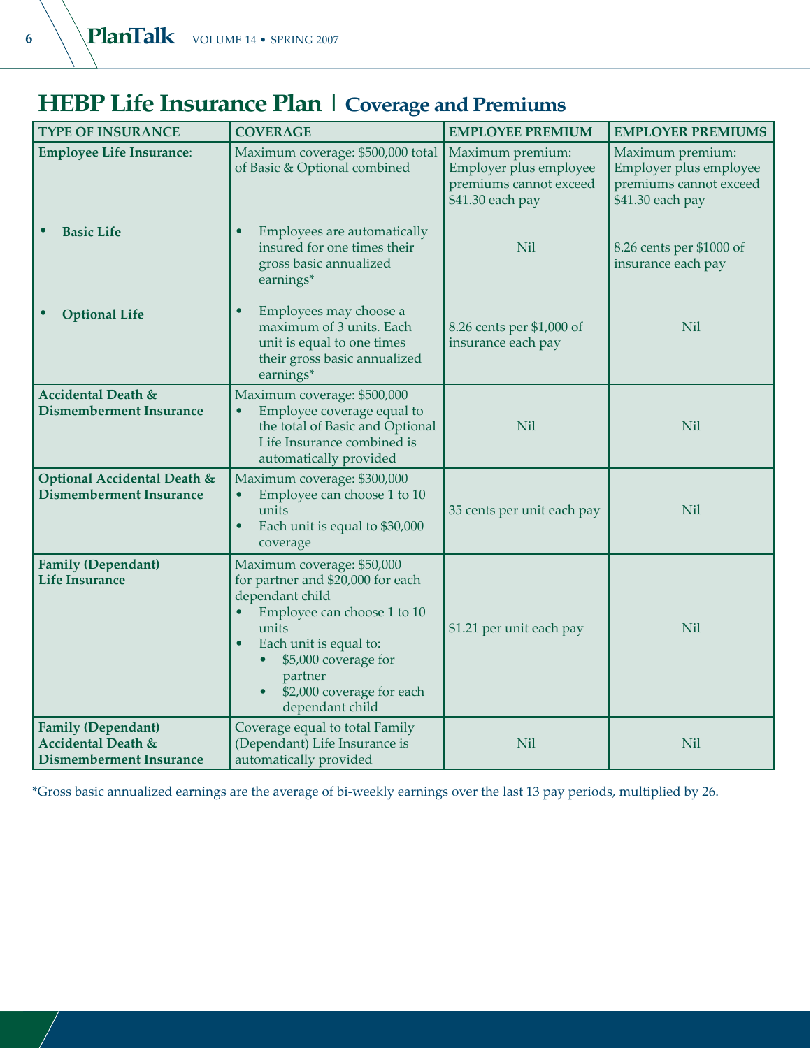## HEBP Life Insurance Plan | Coverage and Premiums

| TYPE OF INSURANCE | COVERAGE | EMPLOYEE PREMIUM | EMPLOYER PREMIUMS |
|---|---|---|---|
| **Employee Life Insurance**: | Maximum coverage: $500,000 total of Basic & Optional combined | Maximum premium: Employer plus employee premiums cannot exceed $41.30 each pay | Maximum premium: Employer plus employee premiums cannot exceed $41.30 each pay |
| • **Basic Life** | • Employees are automatically insured for one times their gross basic annualized earnings* | Nil | 8.26 cents per $1000 of insurance each pay |
| • **Optional Life** | • Employees may choose a maximum of 3 units. Each unit is equal to one times their gross basic annualized earnings* | 8.26 cents per $1,000 of insurance each pay | Nil |
| **Accidental Death & Dismemberment Insurance** | Maximum coverage: $500,000<br>• Employee coverage equal to the total of Basic and Optional Life Insurance combined is automatically provided | Nil | Nil |
| **Optional Accidental Death & Dismemberment Insurance** | Maximum coverage: $300,000<br>• Employee can choose 1 to 10 units<br>• Each unit is equal to $30,000 coverage | 35 cents per unit each pay | Nil |
| **Family (Dependant) Life Insurance** | Maximum coverage: $50,000 for partner and $20,000 for each dependant child<br>• Employee can choose 1 to 10 units<br>• Each unit is equal to:<br>  • $5,000 coverage for partner<br>  • $2,000 coverage for each dependant child | $1.21 per unit each pay | Nil |
| **Family (Dependant) Accidental Death & Dismemberment Insurance** | Coverage equal to total Family (Dependant) Life Insurance is automatically provided | Nil | Nil |

*Gross basic annualized earnings are the average of bi-weekly earnings over the last 13 pay periods, multiplied by 26.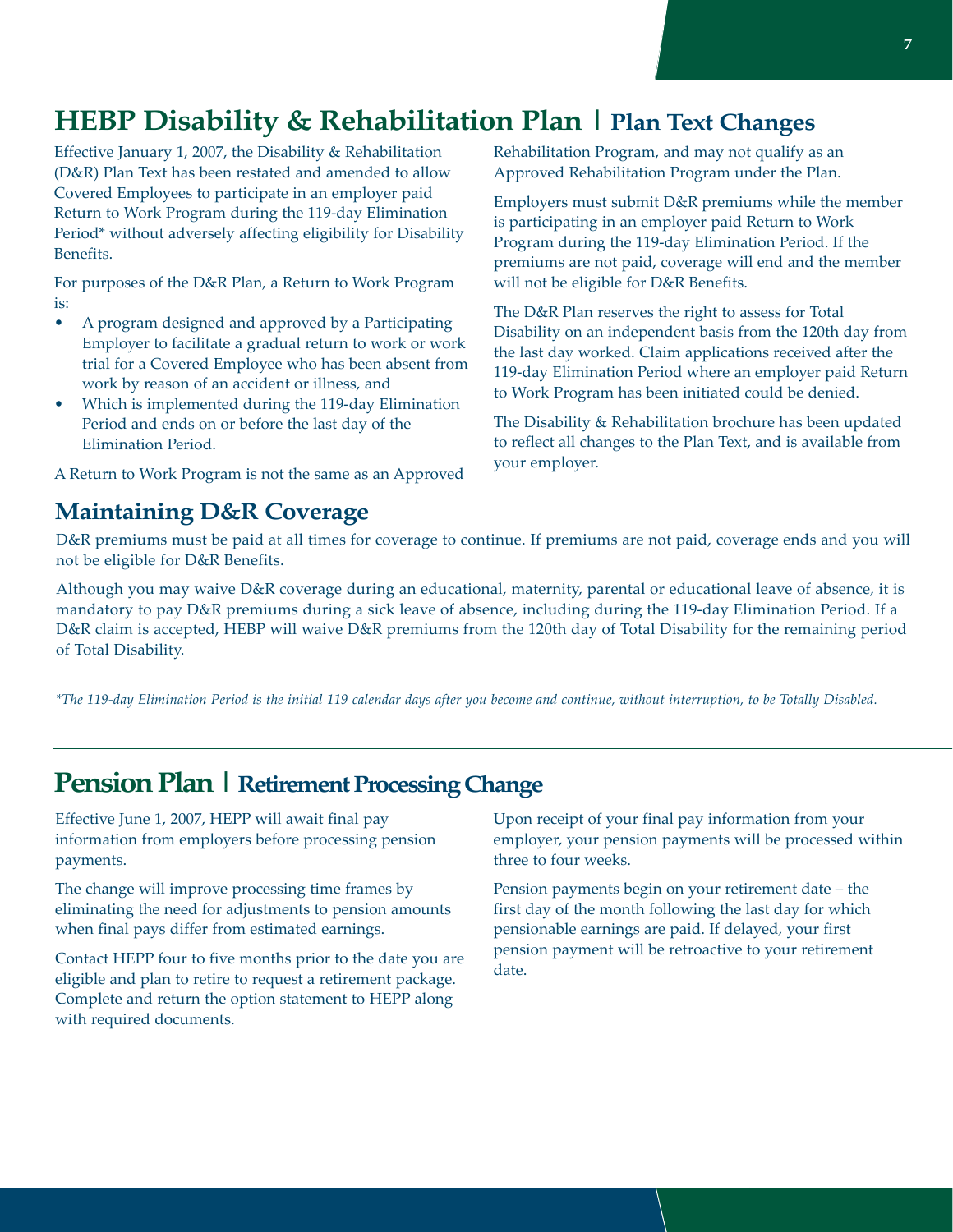# HEBP Disability & Rehabilitation Plan | Plan Text Changes

Effective January 1, 2007, the Disability & Rehabilitation (D&R) Plan Text has been restated and amended to allow Covered Employees to participate in an employer paid Return to Work Program during the 119-day Elimination Period* without adversely affecting eligibility for Disability Benefits.

For purposes of the D&R Plan, a Return to Work Program is:

- A program designed and approved by a Participating Employer to facilitate a gradual return to work or work trial for a Covered Employee who has been absent from work by reason of an accident or illness, and
- Which is implemented during the 119-day Elimination Period and ends on or before the last day of the Elimination Period.

A Return to Work Program is not the same as an Approved Rehabilitation Program, and may not qualify as an Approved Rehabilitation Program under the Plan.

Employers must submit D&R premiums while the member is participating in an employer paid Return to Work Program during the 119-day Elimination Period. If the premiums are not paid, coverage will end and the member will not be eligible for D&R Benefits.

The D&R Plan reserves the right to assess for Total Disability on an independent basis from the 120th day from the last day worked. Claim applications received after the 119-day Elimination Period where an employer paid Return to Work Program has been initiated could be denied.

The Disability & Rehabilitation brochure has been updated to reflect all changes to the Plan Text, and is available from your employer.

## Maintaining D&R Coverage

D&R premiums must be paid at all times for coverage to continue. If premiums are not paid, coverage ends and you will not be eligible for D&R Benefits.

Although you may waive D&R coverage during an educational, maternity, parental or educational leave of absence, it is mandatory to pay D&R premiums during a sick leave of absence, including during the 119-day Elimination Period. If a D&R claim is accepted, HEBP will waive D&R premiums from the 120th day of Total Disability for the remaining period of Total Disability.

*\*The 119-day Elimination Period is the initial 119 calendar days after you become and continue, without interruption, to be Totally Disabled.*

# Pension Plan | Retirement Processing Change

Effective June 1, 2007, HEPP will await final pay information from employers before processing pension payments.

The change will improve processing time frames by eliminating the need for adjustments to pension amounts when final pays differ from estimated earnings.

Contact HEPP four to five months prior to the date you are eligible and plan to retire to request a retirement package. Complete and return the option statement to HEPP along with required documents.

Upon receipt of your final pay information from your employer, your pension payments will be processed within three to four weeks.

Pension payments begin on your retirement date – the first day of the month following the last day for which pensionable earnings are paid. If delayed, your first pension payment will be retroactive to your retirement date.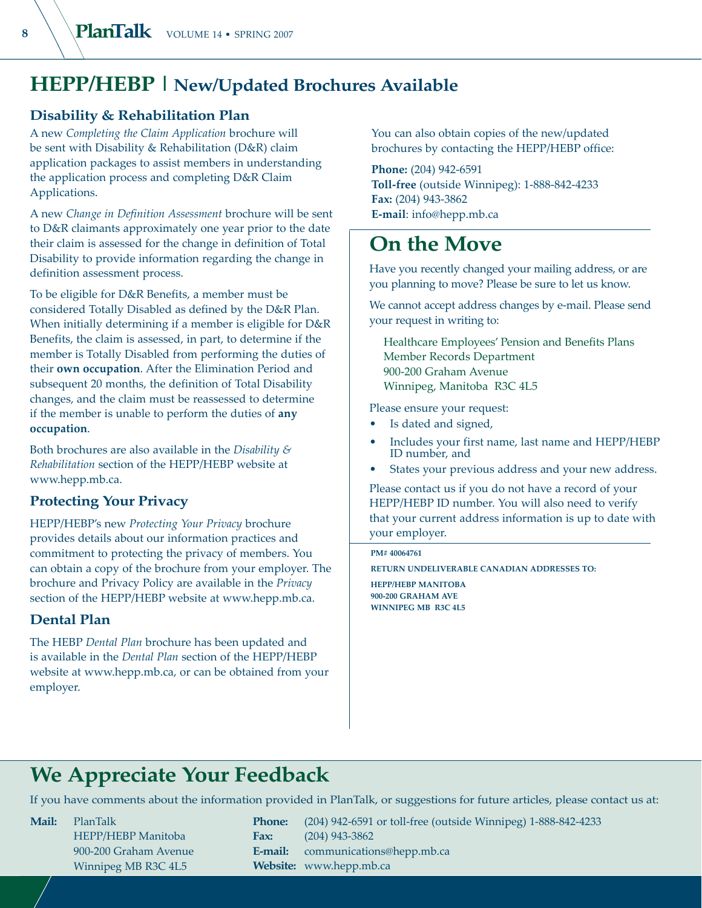# HEPP/HEBP | New/Updated Brochures Available

### Disability & Rehabilitation Plan

A new *Completing the Claim Application* brochure will be sent with Disability & Rehabilitation (D&R) claim application packages to assist members in understanding the application process and completing D&R Claim Applications.

A new *Change in Definition Assessment* brochure will be sent to D&R claimants approximately one year prior to the date their claim is assessed for the change in definition of Total Disability to provide information regarding the change in definition assessment process.

To be eligible for D&R Benefits, a member must be considered Totally Disabled as defined by the D&R Plan. When initially determining if a member is eligible for D&R Benefits, the claim is assessed, in part, to determine if the member is Totally Disabled from performing the duties of their **own occupation**. After the Elimination Period and subsequent 20 months, the definition of Total Disability changes, and the claim must be reassessed to determine if the member is unable to perform the duties of **any occupation**.

Both brochures are also available in the *Disability & Rehabilitation* section of the HEPP/HEBP website at www.hepp.mb.ca.

### Protecting Your Privacy

HEPP/HEBP's new *Protecting Your Privacy* brochure provides details about our information practices and commitment to protecting the privacy of members. You can obtain a copy of the brochure from your employer. The brochure and Privacy Policy are available in the *Privacy* section of the HEPP/HEBP website at www.hepp.mb.ca.

### Dental Plan

The HEBP *Dental Plan* brochure has been updated and is available in the *Dental Plan* section of the HEPP/HEBP website at www.hepp.mb.ca, or can be obtained from your employer.

You can also obtain copies of the new/updated brochures by contacting the HEPP/HEBP office:

**Phone:** (204) 942-6591
**Toll-free** (outside Winnipeg): 1-888-842-4233
**Fax:** (204) 943-3862
**E-mail**: info@hepp.mb.ca

## On the Move

Have you recently changed your mailing address, or are you planning to move? Please be sure to let us know.

We cannot accept address changes by e-mail. Please send your request in writing to:

Healthcare Employees' Pension and Benefits Plans
Member Records Department
900-200 Graham Avenue
Winnipeg, Manitoba R3C 4L5

Please ensure your request:

- Is dated and signed,
- Includes your first name, last name and HEPP/HEBP ID number, and
- States your previous address and your new address.

Please contact us if you do not have a record of your HEPP/HEBP ID number. You will also need to verify that your current address information is up to date with your employer.

PM# 40064761

RETURN UNDELIVERABLE CANADIAN ADDRESSES TO:

HEPP/HEBP MANITOBA
900-200 GRAHAM AVE
WINNIPEG MB R3C 4L5

## We Appreciate Your Feedback

If you have comments about the information provided in PlanTalk, or suggestions for future articles, please contact us at:

**Mail:** PlanTalk
HEPP/HEBP Manitoba
900-200 Graham Avenue
Winnipeg MB R3C 4L5

**Phone:** (204) 942-6591 or toll-free (outside Winnipeg) 1-888-842-4233
**Fax:** (204) 943-3862
**E-mail:** communications@hepp.mb.ca
**Website:** www.hepp.mb.ca